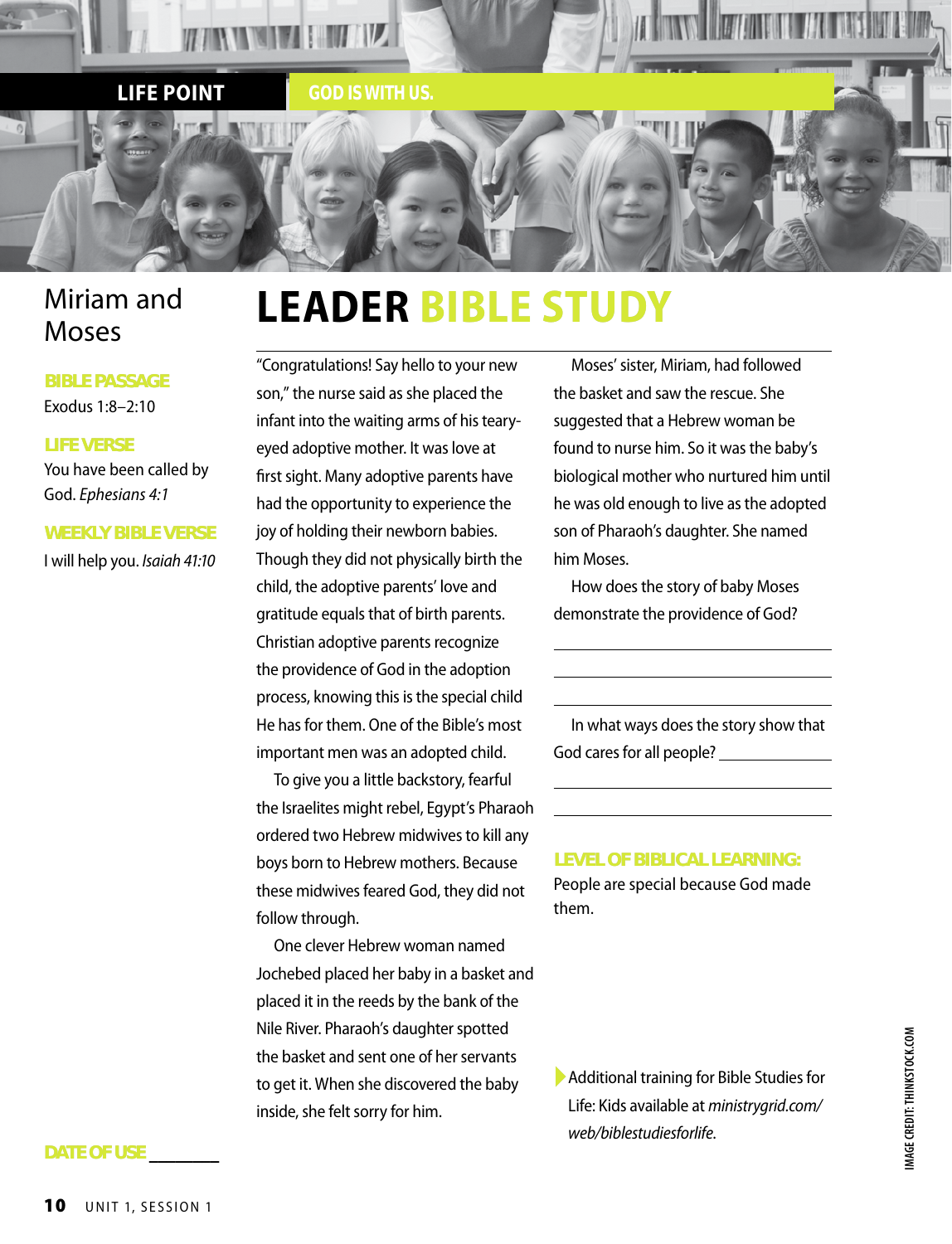**LIFE POINT** GOD IS WITH US.

## Miriam and Moses

**BIBLE PASSAGE**
Exodus 1:8–2:10

**LIFE VERSE**
You have been called by God. *Ephesians 4:1*

**WEEKLY BIBLE VERSE**
I will help you. *Isaiah 41:10*

**DATE OF USE** ________

# LEADER BIBLE STUDY

"Congratulations! Say hello to your new son," the nurse said as she placed the infant into the waiting arms of his teary-eyed adoptive mother. It was love at first sight. Many adoptive parents have had the opportunity to experience the joy of holding their newborn babies. Though they did not physically birth the child, the adoptive parents' love and gratitude equals that of birth parents. Christian adoptive parents recognize the providence of God in the adoption process, knowing this is the special child He has for them. One of the Bible's most important men was an adopted child.

To give you a little backstory, fearful the Israelites might rebel, Egypt's Pharaoh ordered two Hebrew midwives to kill any boys born to Hebrew mothers. Because these midwives feared God, they did not follow through.

One clever Hebrew woman named Jochebed placed her baby in a basket and placed it in the reeds by the bank of the Nile River. Pharaoh's daughter spotted the basket and sent one of her servants to get it. When she discovered the baby inside, she felt sorry for him.

Moses' sister, Miriam, had followed the basket and saw the rescue. She suggested that a Hebrew woman be found to nurse him. So it was the baby's biological mother who nurtured him until he was old enough to live as the adopted son of Pharaoh's daughter. She named him Moses.

How does the story of baby Moses demonstrate the providence of God?

______________________________

______________________________

______________________________

In what ways does the story show that God cares for all people? ______________

______________________________

______________________________

**LEVEL OF BIBLICAL LEARNING:**
People are special because God made them.

Additional training for Bible Studies for Life: Kids available at *ministrygrid.com/web/biblestudiesforlife*.

IMAGE CREDIT: THINKSTOCK.COM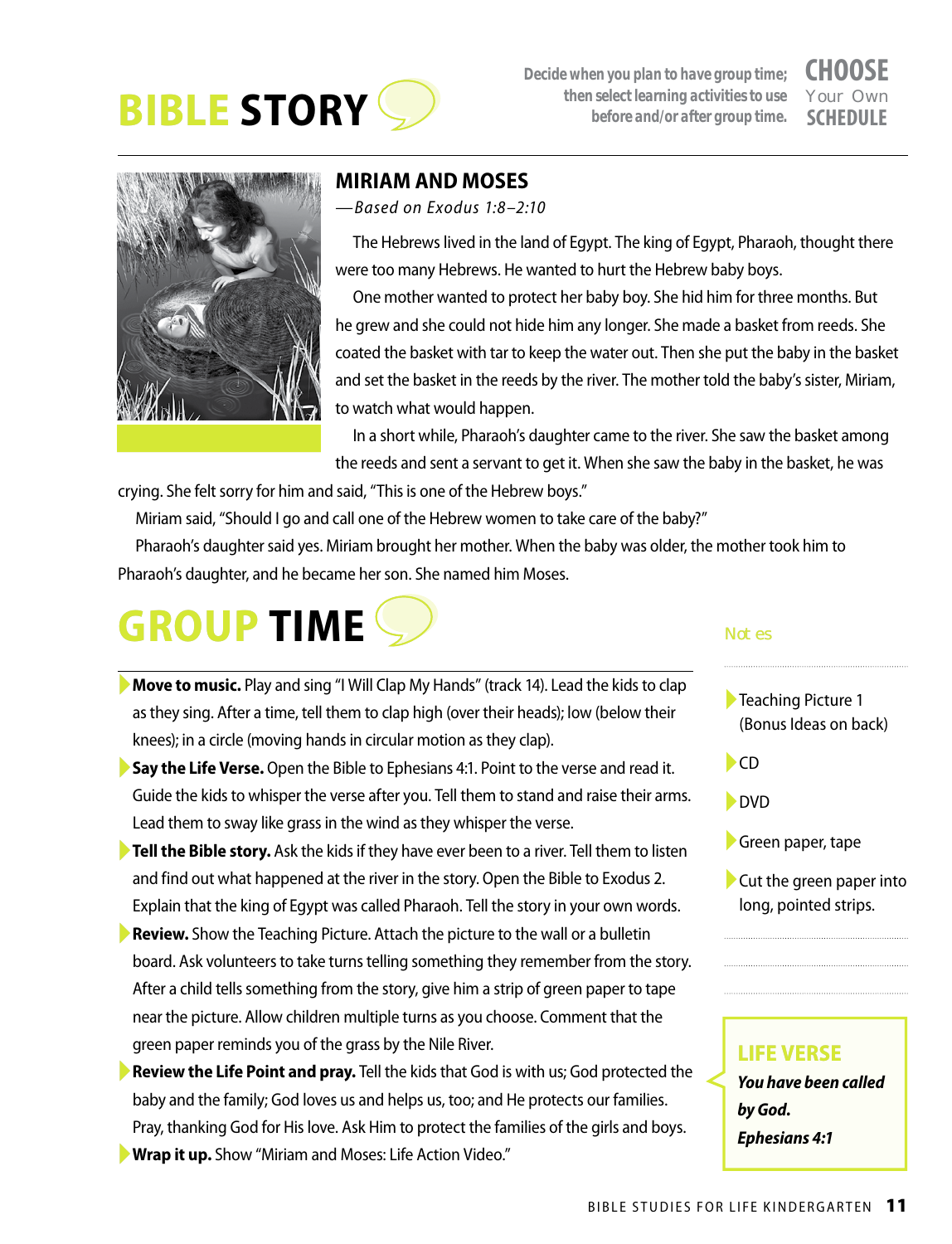# BIBLE STORY

Decide when you plan to have group time; then select learning activities to use before and/or after group time.

**CHOOSE** Your Own **SCHEDULE**

## MIRIAM AND MOSES

*—Based on Exodus 1:8–2:10*

The Hebrews lived in the land of Egypt. The king of Egypt, Pharaoh, thought there were too many Hebrews. He wanted to hurt the Hebrew baby boys.

One mother wanted to protect her baby boy. She hid him for three months. But he grew and she could not hide him any longer. She made a basket from reeds. She coated the basket with tar to keep the water out. Then she put the baby in the basket and set the basket in the reeds by the river. The mother told the baby's sister, Miriam, to watch what would happen.

In a short while, Pharaoh's daughter came to the river. She saw the basket among the reeds and sent a servant to get it. When she saw the baby in the basket, he was crying. She felt sorry for him and said, "This is one of the Hebrew boys."

Miriam said, "Should I go and call one of the Hebrew women to take care of the baby?"

Pharaoh's daughter said yes. Miriam brought her mother. When the baby was older, the mother took him to Pharaoh's daughter, and he became her son. She named him Moses.

# GROUP TIME

- **Move to music.** Play and sing "I Will Clap My Hands" (track 14). Lead the kids to clap as they sing. After a time, tell them to clap high (over their heads); low (below their knees); in a circle (moving hands in circular motion as they clap).
- **Say the Life Verse.** Open the Bible to Ephesians 4:1. Point to the verse and read it. Guide the kids to whisper the verse after you. Tell them to stand and raise their arms. Lead them to sway like grass in the wind as they whisper the verse.
- **Tell the Bible story.** Ask the kids if they have ever been to a river. Tell them to listen and find out what happened at the river in the story. Open the Bible to Exodus 2. Explain that the king of Egypt was called Pharaoh. Tell the story in your own words.
- **Review.** Show the Teaching Picture. Attach the picture to the wall or a bulletin board. Ask volunteers to take turns telling something they remember from the story. After a child tells something from the story, give him a strip of green paper to tape near the picture. Allow children multiple turns as you choose. Comment that the green paper reminds you of the grass by the Nile River.
- **Review the Life Point and pray.** Tell the kids that God is with us; God protected the baby and the family; God loves us and helps us, too; and He protects our families. Pray, thanking God for His love. Ask Him to protect the families of the girls and boys.
- **Wrap it up.** Show "Miriam and Moses: Life Action Video."

Notes

- Teaching Picture 1 (Bonus Ideas on back)
- CD
- DVD
- Green paper, tape
- Cut the green paper into long, pointed strips.

**LIFE VERSE**

***You have been called by God.***
***Ephesians 4:1***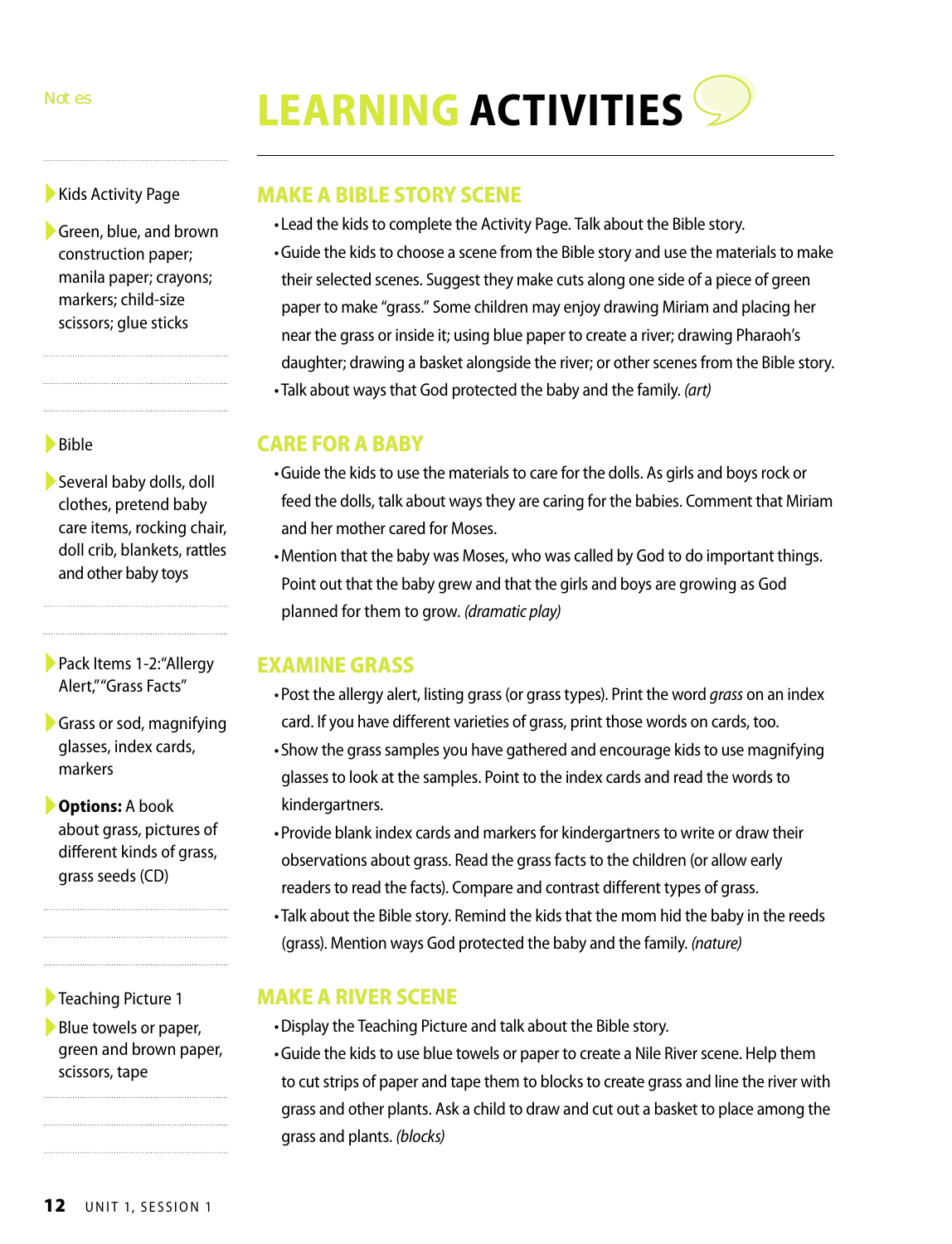# LEARNING ACTIVITIES

Notes

## MAKE A BIBLE STORY SCENE

- Kids Activity Page
- Green, blue, and brown construction paper; manila paper; crayons; markers; child-size scissors; glue sticks

- Lead the kids to complete the Activity Page. Talk about the Bible story.
- Guide the kids to choose a scene from the Bible story and use the materials to make their selected scenes. Suggest they make cuts along one side of a piece of green paper to make "grass." Some children may enjoy drawing Miriam and placing her near the grass or inside it; using blue paper to create a river; drawing Pharaoh's daughter; drawing a basket alongside the river; or other scenes from the Bible story.
- Talk about ways that God protected the baby and the family. *(art)*

## CARE FOR A BABY

- Bible
- Several baby dolls, doll clothes, pretend baby care items, rocking chair, doll crib, blankets, rattles and other baby toys

- Guide the kids to use the materials to care for the dolls. As girls and boys rock or feed the dolls, talk about ways they are caring for the babies. Comment that Miriam and her mother cared for Moses.
- Mention that the baby was Moses, who was called by God to do important things. Point out that the baby grew and that the girls and boys are growing as God planned for them to grow. *(dramatic play)*

## EXAMINE GRASS

- Pack Items 1-2: "Allergy Alert," "Grass Facts"
- Grass or sod, magnifying glasses, index cards, markers
- **Options:** A book about grass, pictures of different kinds of grass, grass seeds (CD)

- Post the allergy alert, listing grass (or grass types). Print the word *grass* on an index card. If you have different varieties of grass, print those words on cards, too.
- Show the grass samples you have gathered and encourage kids to use magnifying glasses to look at the samples. Point to the index cards and read the words to kindergartners.
- Provide blank index cards and markers for kindergartners to write or draw their observations about grass. Read the grass facts to the children (or allow early readers to read the facts). Compare and contrast different types of grass.
- Talk about the Bible story. Remind the kids that the mom hid the baby in the reeds (grass). Mention ways God protected the baby and the family. *(nature)*

## MAKE A RIVER SCENE

- Teaching Picture 1
- Blue towels or paper, green and brown paper, scissors, tape

- Display the Teaching Picture and talk about the Bible story.
- Guide the kids to use blue towels or paper to create a Nile River scene. Help them to cut strips of paper and tape them to blocks to create grass and line the river with grass and other plants. Ask a child to draw and cut out a basket to place among the grass and plants. *(blocks)*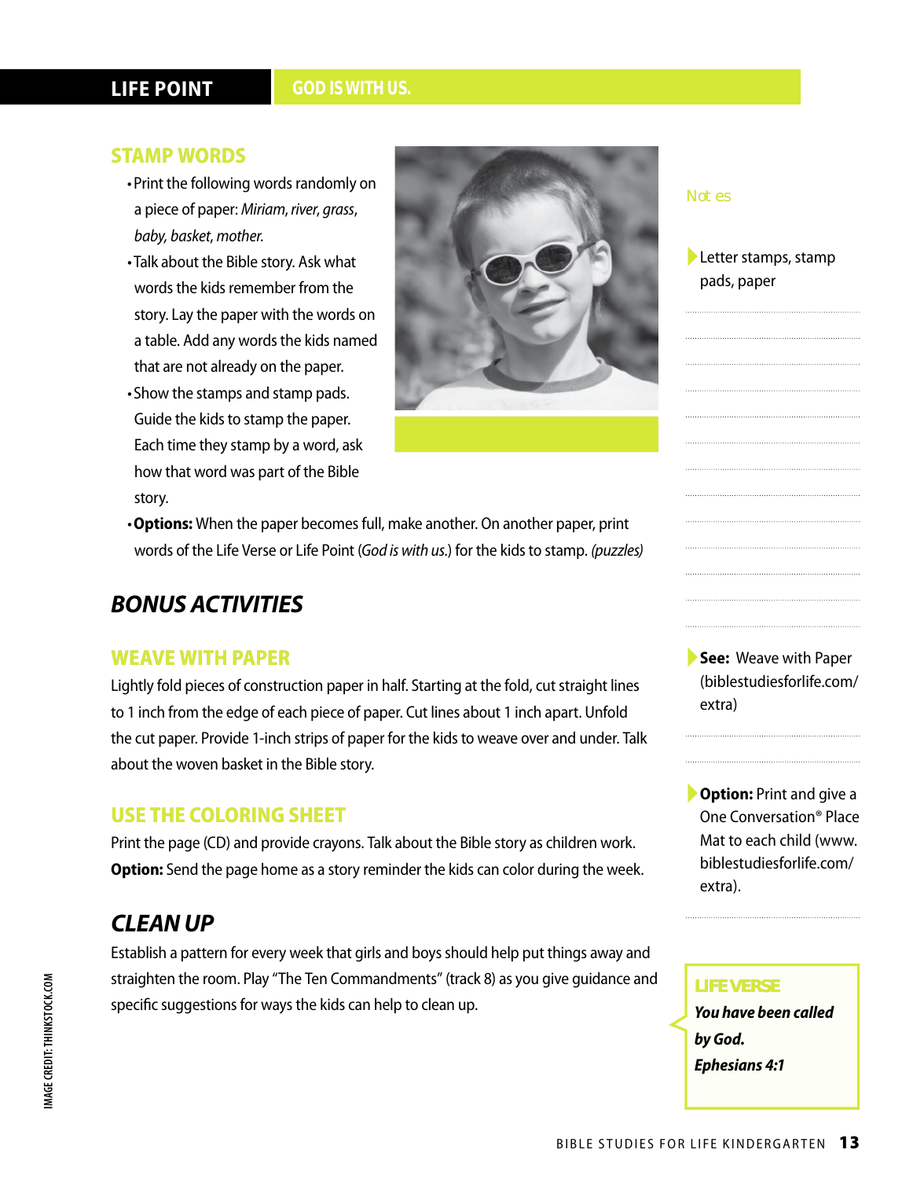**LIFE POINT** GOD IS WITH US.

## STAMP WORDS

- Print the following words randomly on a piece of paper: *Miriam, river, grass, baby, basket, mother.*
- Talk about the Bible story. Ask what words the kids remember from the story. Lay the paper with the words on a table. Add any words the kids named that are not already on the paper.
- Show the stamps and stamp pads. Guide the kids to stamp the paper. Each time they stamp by a word, ask how that word was part of the Bible story.
- **Options:** When the paper becomes full, make another. On another paper, print words of the Life Verse or Life Point (*God is with us.*) for the kids to stamp. *(puzzles)*

Notes

Letter stamps, stamp pads, paper

# BONUS ACTIVITIES

## WEAVE WITH PAPER

Lightly fold pieces of construction paper in half. Starting at the fold, cut straight lines to 1 inch from the edge of each piece of paper. Cut lines about 1 inch apart. Unfold the cut paper. Provide 1-inch strips of paper for the kids to weave over and under. Talk about the woven basket in the Bible story.

**See:** Weave with Paper (biblestudiesforlife.com/extra)

## USE THE COLORING SHEET

Print the page (CD) and provide crayons. Talk about the Bible story as children work. **Option:** Send the page home as a story reminder the kids can color during the week.

**Option:** Print and give a One Conversation® Place Mat to each child (www.biblestudiesforlife.com/extra).

# CLEAN UP

Establish a pattern for every week that girls and boys should help put things away and straighten the room. Play "The Ten Commandments" (track 8) as you give guidance and specific suggestions for ways the kids can help to clean up.

**LIFE VERSE**

***You have been called by God.***
***Ephesians 4:1***

IMAGE CREDIT: THINKSTOCK.COM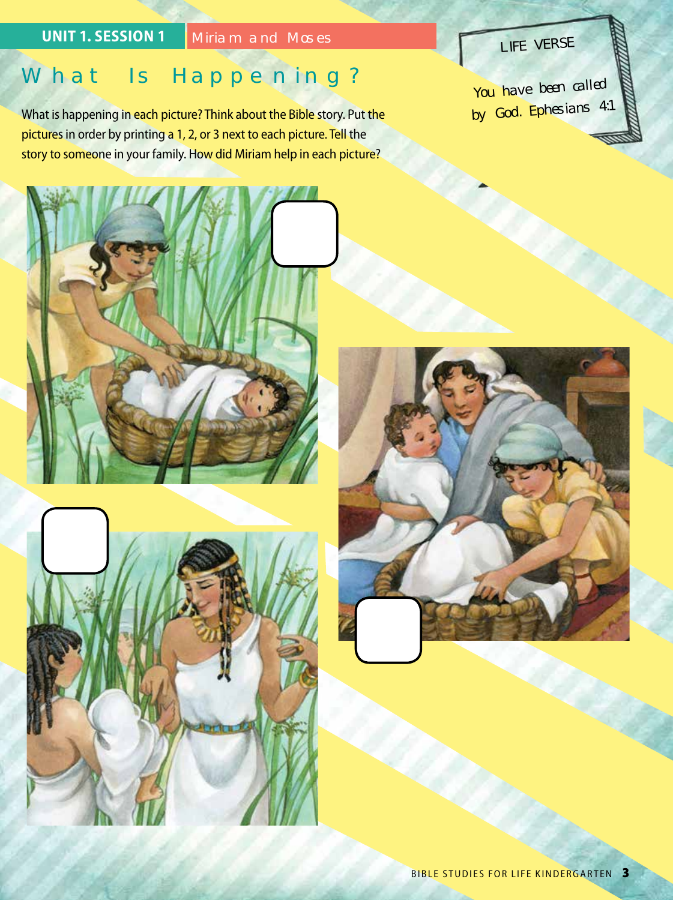UNIT 1. SESSION 1 Miriam and Moses

# What Is Happening?

What is happening in each picture? Think about the Bible story. Put the pictures in order by printing a 1, 2, or 3 next to each picture. Tell the story to someone in your family. How did Miriam help in each picture?

LIFE VERSE

You have been called by God. Ephesians 4:1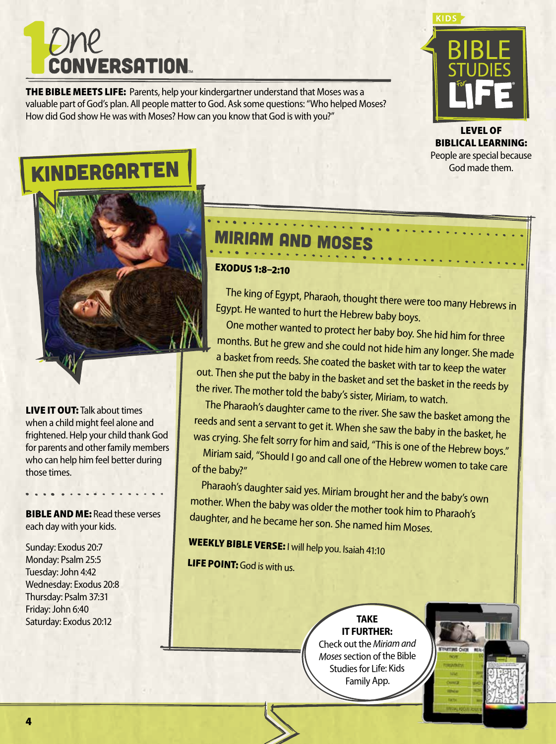# One CONVERSATION™

**THE BIBLE MEETS LIFE:** Parents, help your kindergartner understand that Moses was a valuable part of God's plan. All people matter to God. Ask some questions: "Who helped Moses? How did God show He was with Moses? How can you know that God is with you?"

KIDS BIBLE STUDIES For LIFE®

**LEVEL OF BIBLICAL LEARNING:**
People are special because God made them.

## KINDERGARTEN

**LIVE IT OUT:** Talk about times when a child might feel alone and frightened. Help your child thank God for parents and other family members who can help him feel better during those times.

**BIBLE AND ME:** Read these verses each day with your kids.

Sunday: Exodus 20:7
Monday: Psalm 25:5
Tuesday: John 4:42
Wednesday: Exodus 20:8
Thursday: Psalm 37:31
Friday: John 6:40
Saturday: Exodus 20:12

## MIRIAM AND MOSES

**EXODUS 1:8–2:10**

The king of Egypt, Pharaoh, thought there were too many Hebrews in Egypt. He wanted to hurt the Hebrew baby boys.

One mother wanted to protect her baby boy. She hid him for three months. But he grew and she could not hide him any longer. She made a basket from reeds. She coated the basket with tar to keep the water out. Then she put the baby in the basket and set the basket in the reeds by the river. The mother told the baby's sister, Miriam, to watch.

The Pharaoh's daughter came to the river. She saw the basket among the reeds and sent a servant to get it. When she saw the baby in the basket, he was crying. She felt sorry for him and said, "This is one of the Hebrew boys."

Miriam said, "Should I go and call one of the Hebrew women to take care of the baby?"

Pharaoh's daughter said yes. Miriam brought her and the baby's own mother. When the baby was older the mother took him to Pharaoh's daughter, and he became her son. She named him Moses.

**WEEKLY BIBLE VERSE:** I will help you. Isaiah 41:10

**LIFE POINT:** God is with us.

**TAKE IT FURTHER:**
Check out the *Miriam and Moses* section of the Bible Studies for Life: Kids Family App.